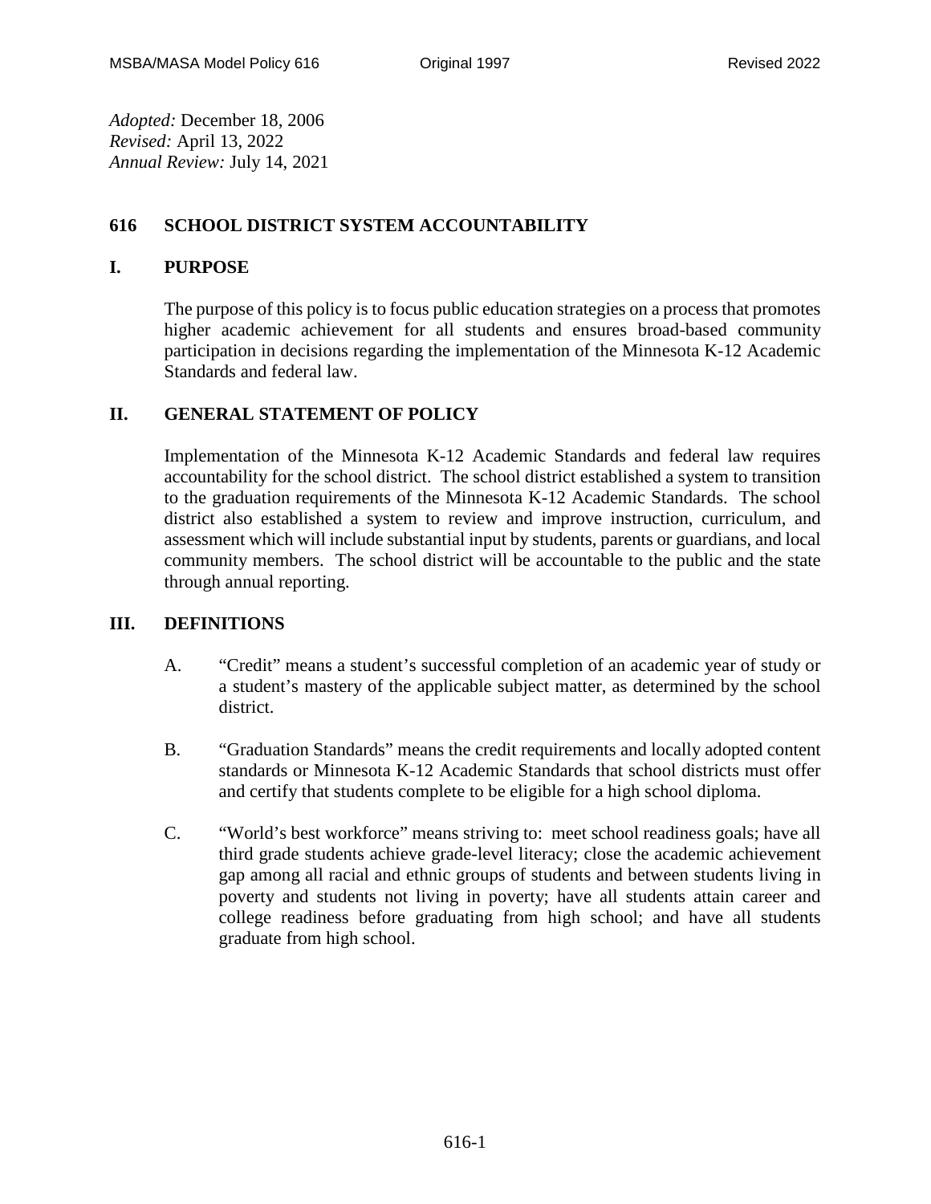*Adopted:* December 18, 2006
*Revised:* April 13, 2022
*Annual Review:* July 14, 2021

# 616 SCHOOL DISTRICT SYSTEM ACCOUNTABILITY

## I. PURPOSE

The purpose of this policy is to focus public education strategies on a process that promotes higher academic achievement for all students and ensures broad-based community participation in decisions regarding the implementation of the Minnesota K-12 Academic Standards and federal law.

## II. GENERAL STATEMENT OF POLICY

Implementation of the Minnesota K-12 Academic Standards and federal law requires accountability for the school district. The school district established a system to transition to the graduation requirements of the Minnesota K-12 Academic Standards. The school district also established a system to review and improve instruction, curriculum, and assessment which will include substantial input by students, parents or guardians, and local community members. The school district will be accountable to the public and the state through annual reporting.

## III. DEFINITIONS

A. "Credit" means a student's successful completion of an academic year of study or a student's mastery of the applicable subject matter, as determined by the school district.

B. "Graduation Standards" means the credit requirements and locally adopted content standards or Minnesota K-12 Academic Standards that school districts must offer and certify that students complete to be eligible for a high school diploma.

C. "World's best workforce" means striving to: meet school readiness goals; have all third grade students achieve grade-level literacy; close the academic achievement gap among all racial and ethnic groups of students and between students living in poverty and students not living in poverty; have all students attain career and college readiness before graduating from high school; and have all students graduate from high school.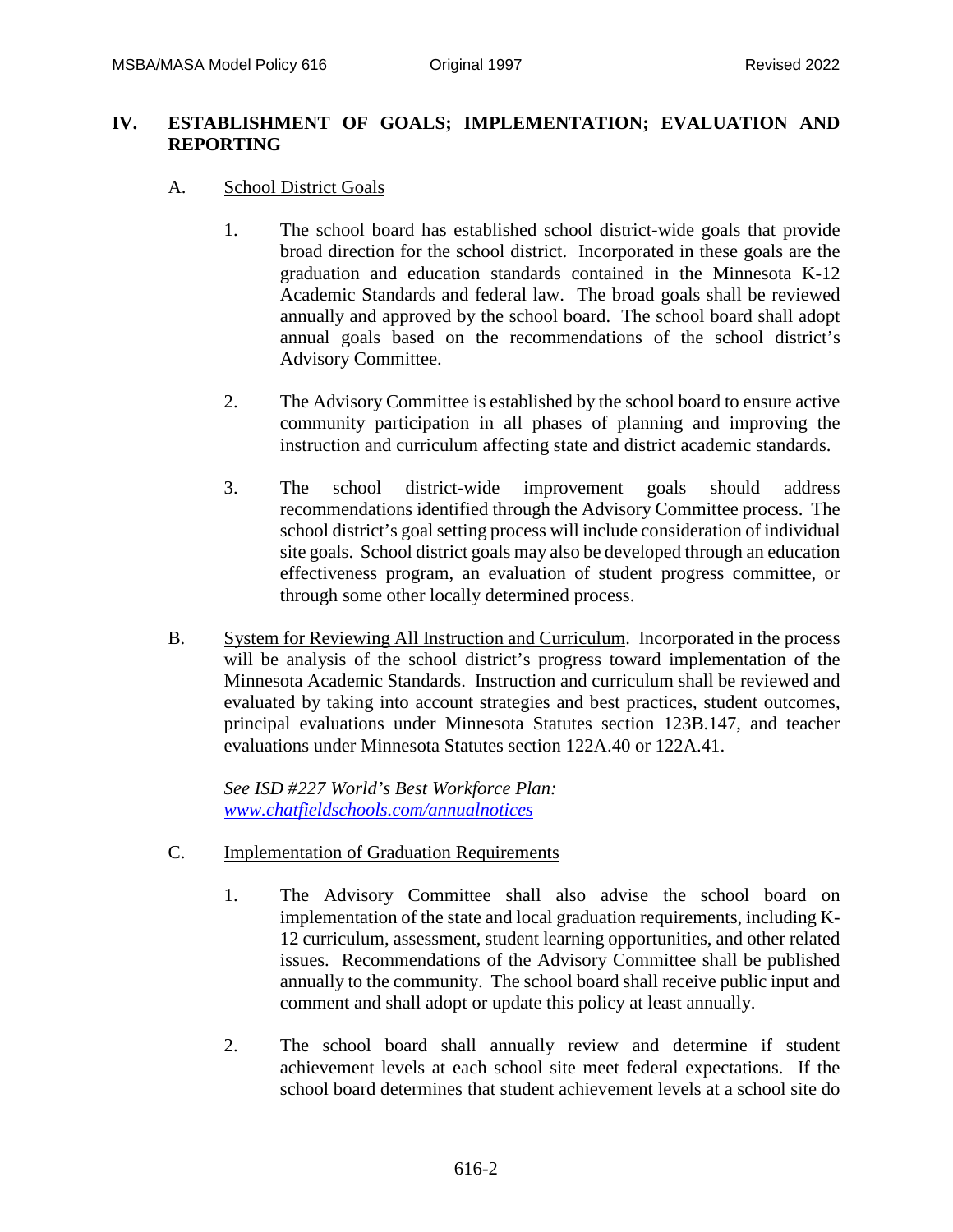## IV. ESTABLISHMENT OF GOALS; IMPLEMENTATION; EVALUATION AND REPORTING

A. School District Goals

1. The school board has established school district-wide goals that provide broad direction for the school district. Incorporated in these goals are the graduation and education standards contained in the Minnesota K-12 Academic Standards and federal law. The broad goals shall be reviewed annually and approved by the school board. The school board shall adopt annual goals based on the recommendations of the school district's Advisory Committee.

2. The Advisory Committee is established by the school board to ensure active community participation in all phases of planning and improving the instruction and curriculum affecting state and district academic standards.

3. The school district-wide improvement goals should address recommendations identified through the Advisory Committee process. The school district's goal setting process will include consideration of individual site goals. School district goals may also be developed through an education effectiveness program, an evaluation of student progress committee, or through some other locally determined process.

B. System for Reviewing All Instruction and Curriculum. Incorporated in the process will be analysis of the school district's progress toward implementation of the Minnesota Academic Standards. Instruction and curriculum shall be reviewed and evaluated by taking into account strategies and best practices, student outcomes, principal evaluations under Minnesota Statutes section 123B.147, and teacher evaluations under Minnesota Statutes section 122A.40 or 122A.41.

*See ISD #227 World's Best Workforce Plan: [www.chatfieldschools.com/annualnotices](http://www.chatfieldschools.com/annualnotices)*

C. Implementation of Graduation Requirements

1. The Advisory Committee shall also advise the school board on implementation of the state and local graduation requirements, including K-12 curriculum, assessment, student learning opportunities, and other related issues. Recommendations of the Advisory Committee shall be published annually to the community. The school board shall receive public input and comment and shall adopt or update this policy at least annually.

2. The school board shall annually review and determine if student achievement levels at each school site meet federal expectations. If the school board determines that student achievement levels at a school site do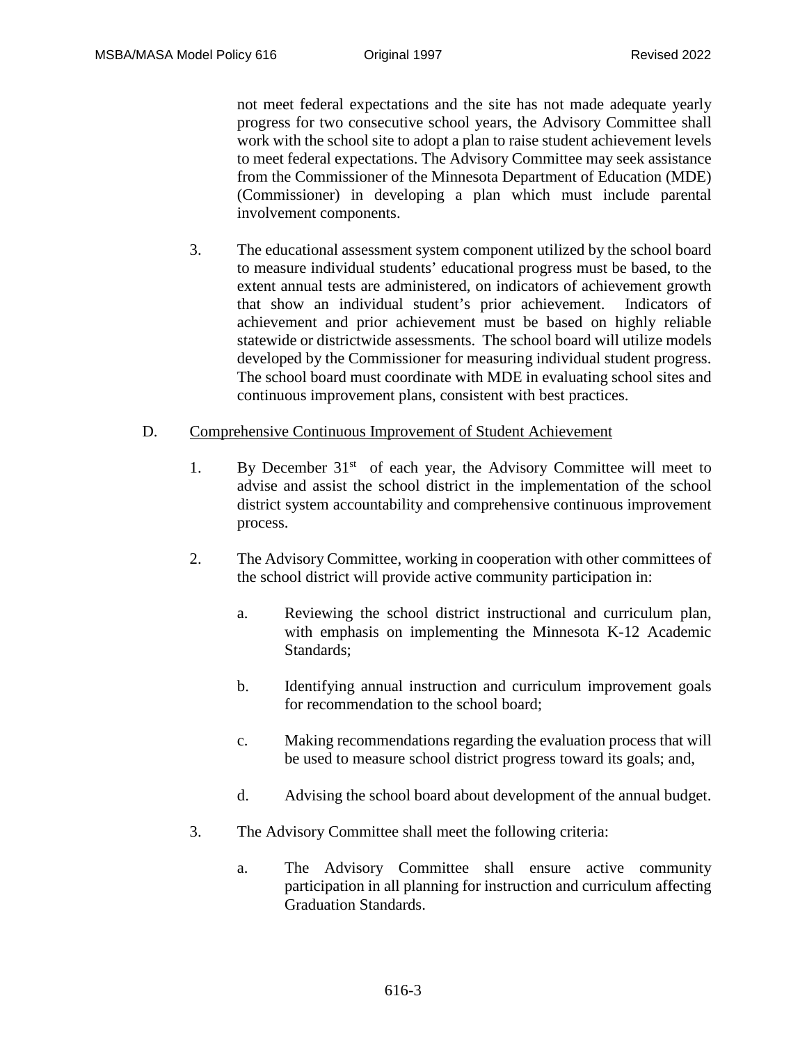not meet federal expectations and the site has not made adequate yearly progress for two consecutive school years, the Advisory Committee shall work with the school site to adopt a plan to raise student achievement levels to meet federal expectations. The Advisory Committee may seek assistance from the Commissioner of the Minnesota Department of Education (MDE) (Commissioner) in developing a plan which must include parental involvement components.

3. The educational assessment system component utilized by the school board to measure individual students' educational progress must be based, to the extent annual tests are administered, on indicators of achievement growth that show an individual student's prior achievement. Indicators of achievement and prior achievement must be based on highly reliable statewide or districtwide assessments. The school board will utilize models developed by the Commissioner for measuring individual student progress. The school board must coordinate with MDE in evaluating school sites and continuous improvement plans, consistent with best practices.

D. Comprehensive Continuous Improvement of Student Achievement

1. By December 31st of each year, the Advisory Committee will meet to advise and assist the school district in the implementation of the school district system accountability and comprehensive continuous improvement process.

2. The Advisory Committee, working in cooperation with other committees of the school district will provide active community participation in:

   a. Reviewing the school district instructional and curriculum plan, with emphasis on implementing the Minnesota K-12 Academic Standards;

   b. Identifying annual instruction and curriculum improvement goals for recommendation to the school board;

   c. Making recommendations regarding the evaluation process that will be used to measure school district progress toward its goals; and,

   d. Advising the school board about development of the annual budget.

3. The Advisory Committee shall meet the following criteria:

   a. The Advisory Committee shall ensure active community participation in all planning for instruction and curriculum affecting Graduation Standards.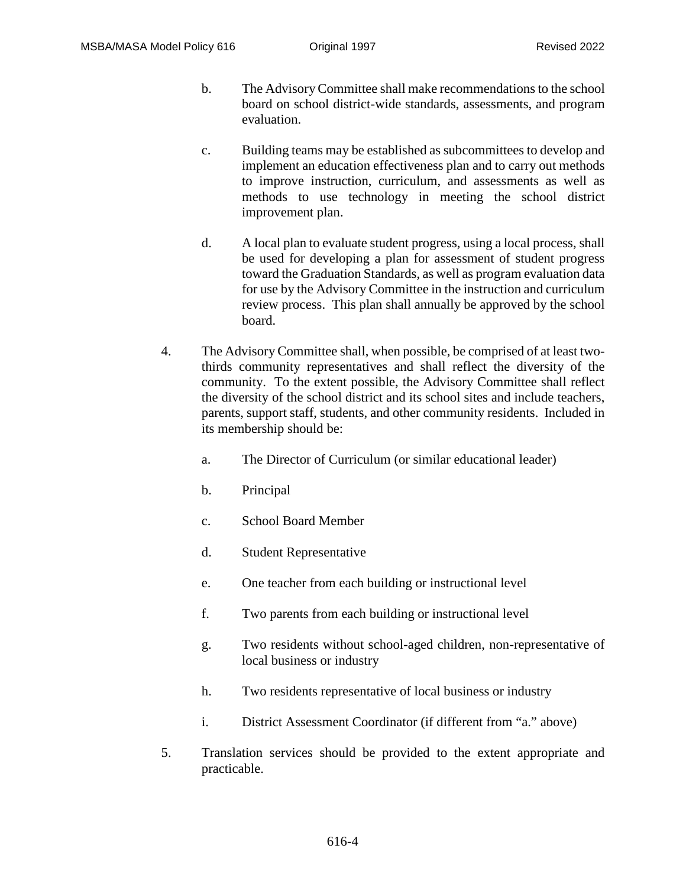b. The Advisory Committee shall make recommendations to the school board on school district-wide standards, assessments, and program evaluation.

c. Building teams may be established as subcommittees to develop and implement an education effectiveness plan and to carry out methods to improve instruction, curriculum, and assessments as well as methods to use technology in meeting the school district improvement plan.

d. A local plan to evaluate student progress, using a local process, shall be used for developing a plan for assessment of student progress toward the Graduation Standards, as well as program evaluation data for use by the Advisory Committee in the instruction and curriculum review process. This plan shall annually be approved by the school board.

4. The Advisory Committee shall, when possible, be comprised of at least two-thirds community representatives and shall reflect the diversity of the community. To the extent possible, the Advisory Committee shall reflect the diversity of the school district and its school sites and include teachers, parents, support staff, students, and other community residents. Included in its membership should be:

   a. The Director of Curriculum (or similar educational leader)

   b. Principal

   c. School Board Member

   d. Student Representative

   e. One teacher from each building or instructional level

   f. Two parents from each building or instructional level

   g. Two residents without school-aged children, non-representative of local business or industry

   h. Two residents representative of local business or industry

   i. District Assessment Coordinator (if different from "a." above)

5. Translation services should be provided to the extent appropriate and practicable.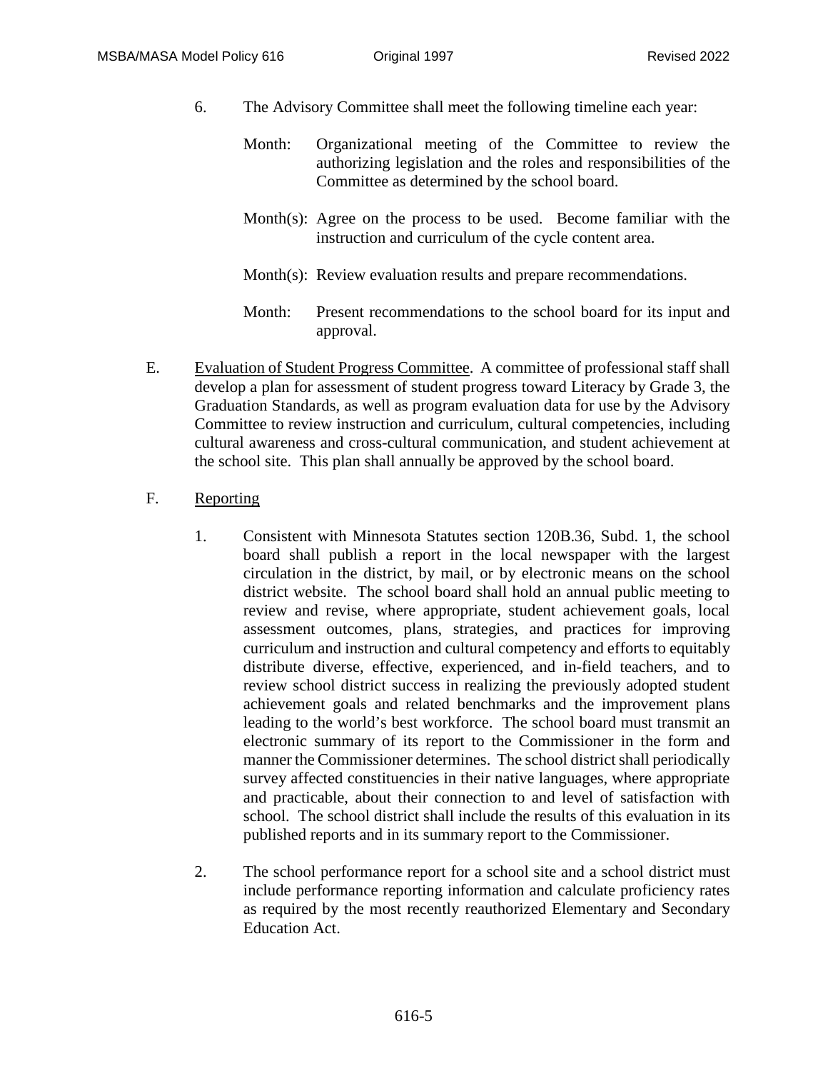6. The Advisory Committee shall meet the following timeline each year:

   Month: Organizational meeting of the Committee to review the authorizing legislation and the roles and responsibilities of the Committee as determined by the school board.

   Month(s): Agree on the process to be used. Become familiar with the instruction and curriculum of the cycle content area.

   Month(s): Review evaluation results and prepare recommendations.

   Month: Present recommendations to the school board for its input and approval.

E. Evaluation of Student Progress Committee. A committee of professional staff shall develop a plan for assessment of student progress toward Literacy by Grade 3, the Graduation Standards, as well as program evaluation data for use by the Advisory Committee to review instruction and curriculum, cultural competencies, including cultural awareness and cross-cultural communication, and student achievement at the school site. This plan shall annually be approved by the school board.

F. Reporting

   1. Consistent with Minnesota Statutes section 120B.36, Subd. 1, the school board shall publish a report in the local newspaper with the largest circulation in the district, by mail, or by electronic means on the school district website. The school board shall hold an annual public meeting to review and revise, where appropriate, student achievement goals, local assessment outcomes, plans, strategies, and practices for improving curriculum and instruction and cultural competency and efforts to equitably distribute diverse, effective, experienced, and in-field teachers, and to review school district success in realizing the previously adopted student achievement goals and related benchmarks and the improvement plans leading to the world's best workforce. The school board must transmit an electronic summary of its report to the Commissioner in the form and manner the Commissioner determines. The school district shall periodically survey affected constituencies in their native languages, where appropriate and practicable, about their connection to and level of satisfaction with school. The school district shall include the results of this evaluation in its published reports and in its summary report to the Commissioner.

   2. The school performance report for a school site and a school district must include performance reporting information and calculate proficiency rates as required by the most recently reauthorized Elementary and Secondary Education Act.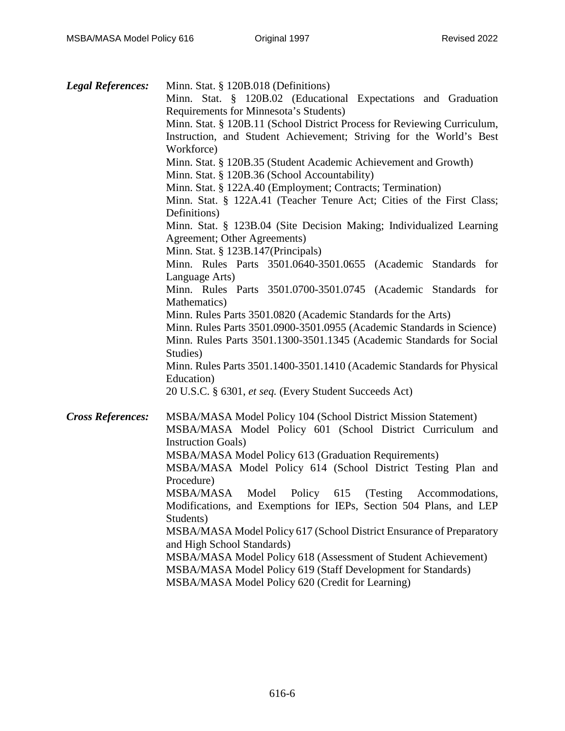***Legal References:***

Minn. Stat. § 120B.018 (Definitions)
Minn. Stat. § 120B.02 (Educational Expectations and Graduation Requirements for Minnesota's Students)
Minn. Stat. § 120B.11 (School District Process for Reviewing Curriculum, Instruction, and Student Achievement; Striving for the World's Best Workforce)
Minn. Stat. § 120B.35 (Student Academic Achievement and Growth)
Minn. Stat. § 120B.36 (School Accountability)
Minn. Stat. § 122A.40 (Employment; Contracts; Termination)
Minn. Stat. § 122A.41 (Teacher Tenure Act; Cities of the First Class; Definitions)
Minn. Stat. § 123B.04 (Site Decision Making; Individualized Learning Agreement; Other Agreements)
Minn. Stat. § 123B.147(Principals)
Minn. Rules Parts 3501.0640-3501.0655 (Academic Standards for Language Arts)
Minn. Rules Parts 3501.0700-3501.0745 (Academic Standards for Mathematics)
Minn. Rules Parts 3501.0820 (Academic Standards for the Arts)
Minn. Rules Parts 3501.0900-3501.0955 (Academic Standards in Science)
Minn. Rules Parts 3501.1300-3501.1345 (Academic Standards for Social Studies)
Minn. Rules Parts 3501.1400-3501.1410 (Academic Standards for Physical Education)
20 U.S.C. § 6301, *et seq.* (Every Student Succeeds Act)

***Cross References:***

MSBA/MASA Model Policy 104 (School District Mission Statement)
MSBA/MASA Model Policy 601 (School District Curriculum and Instruction Goals)
MSBA/MASA Model Policy 613 (Graduation Requirements)
MSBA/MASA Model Policy 614 (School District Testing Plan and Procedure)
MSBA/MASA Model Policy 615 (Testing Accommodations, Modifications, and Exemptions for IEPs, Section 504 Plans, and LEP Students)
MSBA/MASA Model Policy 617 (School District Ensurance of Preparatory and High School Standards)
MSBA/MASA Model Policy 618 (Assessment of Student Achievement)
MSBA/MASA Model Policy 619 (Staff Development for Standards)
MSBA/MASA Model Policy 620 (Credit for Learning)